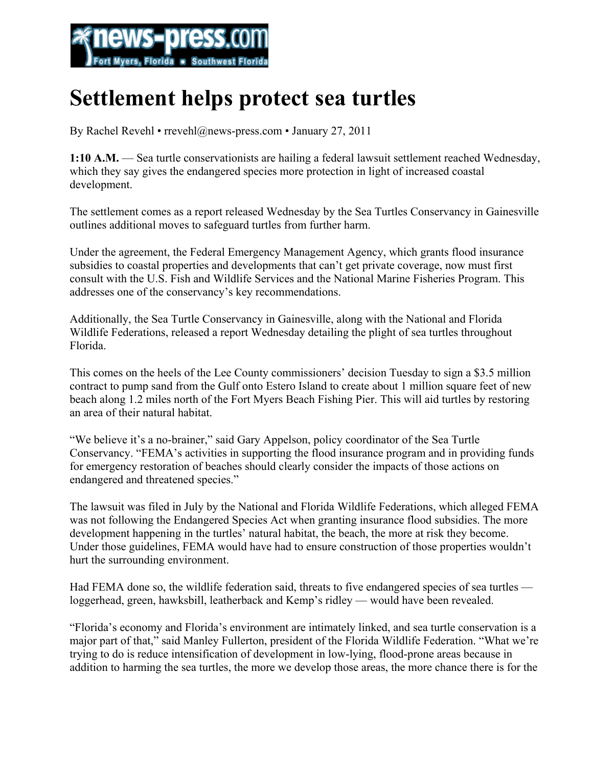# Settlement helps protect sea turtles

By Rachel Revehl • rrevehl@news-press.com • January 27, 2011

**1:10 A.M.** — Sea turtle conservationists are hailing a federal lawsuit settlement reached Wednesday, which they say gives the endangered species more protection in light of increased coastal development.

The settlement comes as a report released Wednesday by the Sea Turtles Conservancy in Gainesville outlines additional moves to safeguard turtles from further harm.

Under the agreement, the Federal Emergency Management Agency, which grants flood insurance subsidies to coastal properties and developments that can't get private coverage, now must first consult with the U.S. Fish and Wildlife Services and the National Marine Fisheries Program. This addresses one of the conservancy's key recommendations.

Additionally, the Sea Turtle Conservancy in Gainesville, along with the National and Florida Wildlife Federations, released a report Wednesday detailing the plight of sea turtles throughout Florida.

This comes on the heels of the Lee County commissioners' decision Tuesday to sign a $3.5 million contract to pump sand from the Gulf onto Estero Island to create about 1 million square feet of new beach along 1.2 miles north of the Fort Myers Beach Fishing Pier. This will aid turtles by restoring an area of their natural habitat.

"We believe it's a no-brainer," said Gary Appelson, policy coordinator of the Sea Turtle Conservancy. "FEMA's activities in supporting the flood insurance program and in providing funds for emergency restoration of beaches should clearly consider the impacts of those actions on endangered and threatened species."

The lawsuit was filed in July by the National and Florida Wildlife Federations, which alleged FEMA was not following the Endangered Species Act when granting insurance flood subsidies. The more development happening in the turtles' natural habitat, the beach, the more at risk they become. Under those guidelines, FEMA would have had to ensure construction of those properties wouldn't hurt the surrounding environment.

Had FEMA done so, the wildlife federation said, threats to five endangered species of sea turtles — loggerhead, green, hawksbill, leatherback and Kemp's ridley — would have been revealed.

"Florida's economy and Florida's environment are intimately linked, and sea turtle conservation is a major part of that," said Manley Fullerton, president of the Florida Wildlife Federation. "What we're trying to do is reduce intensification of development in low-lying, flood-prone areas because in addition to harming the sea turtles, the more we develop those areas, the more chance there is for the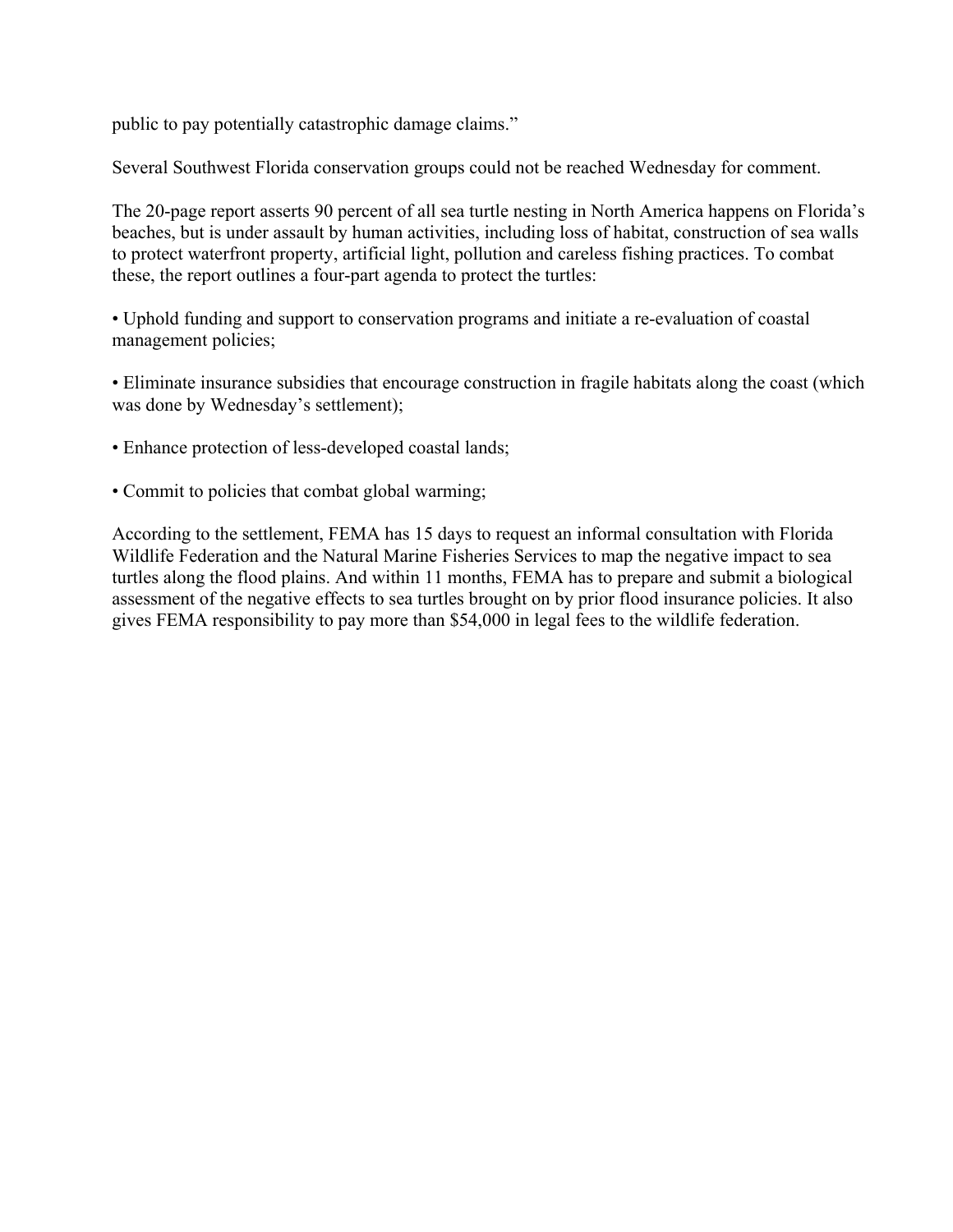public to pay potentially catastrophic damage claims."

Several Southwest Florida conservation groups could not be reached Wednesday for comment.

The 20-page report asserts 90 percent of all sea turtle nesting in North America happens on Florida's beaches, but is under assault by human activities, including loss of habitat, construction of sea walls to protect waterfront property, artificial light, pollution and careless fishing practices. To combat these, the report outlines a four-part agenda to protect the turtles:

• Uphold funding and support to conservation programs and initiate a re-evaluation of coastal management policies;

• Eliminate insurance subsidies that encourage construction in fragile habitats along the coast (which was done by Wednesday's settlement);

• Enhance protection of less-developed coastal lands;

• Commit to policies that combat global warming;

According to the settlement, FEMA has 15 days to request an informal consultation with Florida Wildlife Federation and the Natural Marine Fisheries Services to map the negative impact to sea turtles along the flood plains. And within 11 months, FEMA has to prepare and submit a biological assessment of the negative effects to sea turtles brought on by prior flood insurance policies. It also gives FEMA responsibility to pay more than $54,000 in legal fees to the wildlife federation.